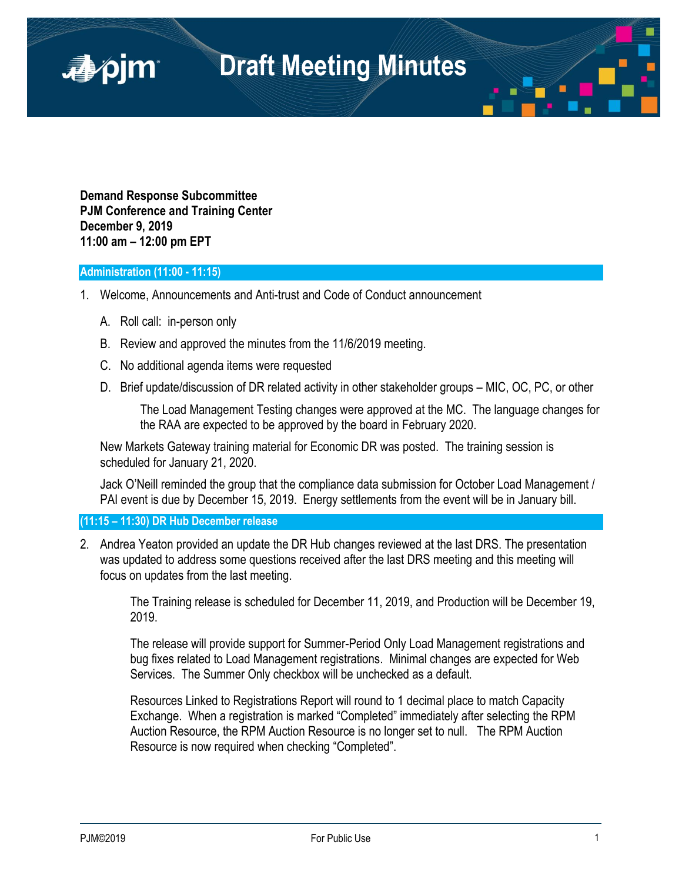# Draft Meeting Minutes

**Demand Response Subcommittee**
**PJM Conference and Training Center**
**December 9, 2019**
**11:00 am – 12:00 pm EPT**

## Administration (11:00 - 11:15)

1. Welcome, Announcements and Anti-trust and Code of Conduct announcement

   A. Roll call: in-person only

   B. Review and approved the minutes from the 11/6/2019 meeting.

   C. No additional agenda items were requested

   D. Brief update/discussion of DR related activity in other stakeholder groups – MIC, OC, PC, or other

      The Load Management Testing changes were approved at the MC. The language changes for the RAA are expected to be approved by the board in February 2020.

   New Markets Gateway training material for Economic DR was posted. The training session is scheduled for January 21, 2020.

   Jack O'Neill reminded the group that the compliance data submission for October Load Management / PAI event is due by December 15, 2019. Energy settlements from the event will be in January bill.

## (11:15 – 11:30) DR Hub December release

2. Andrea Yeaton provided an update the DR Hub changes reviewed at the last DRS. The presentation was updated to address some questions received after the last DRS meeting and this meeting will focus on updates from the last meeting.

   The Training release is scheduled for December 11, 2019, and Production will be December 19, 2019.

   The release will provide support for Summer-Period Only Load Management registrations and bug fixes related to Load Management registrations. Minimal changes are expected for Web Services. The Summer Only checkbox will be unchecked as a default.

   Resources Linked to Registrations Report will round to 1 decimal place to match Capacity Exchange. When a registration is marked "Completed" immediately after selecting the RPM Auction Resource, the RPM Auction Resource is no longer set to null. The RPM Auction Resource is now required when checking "Completed".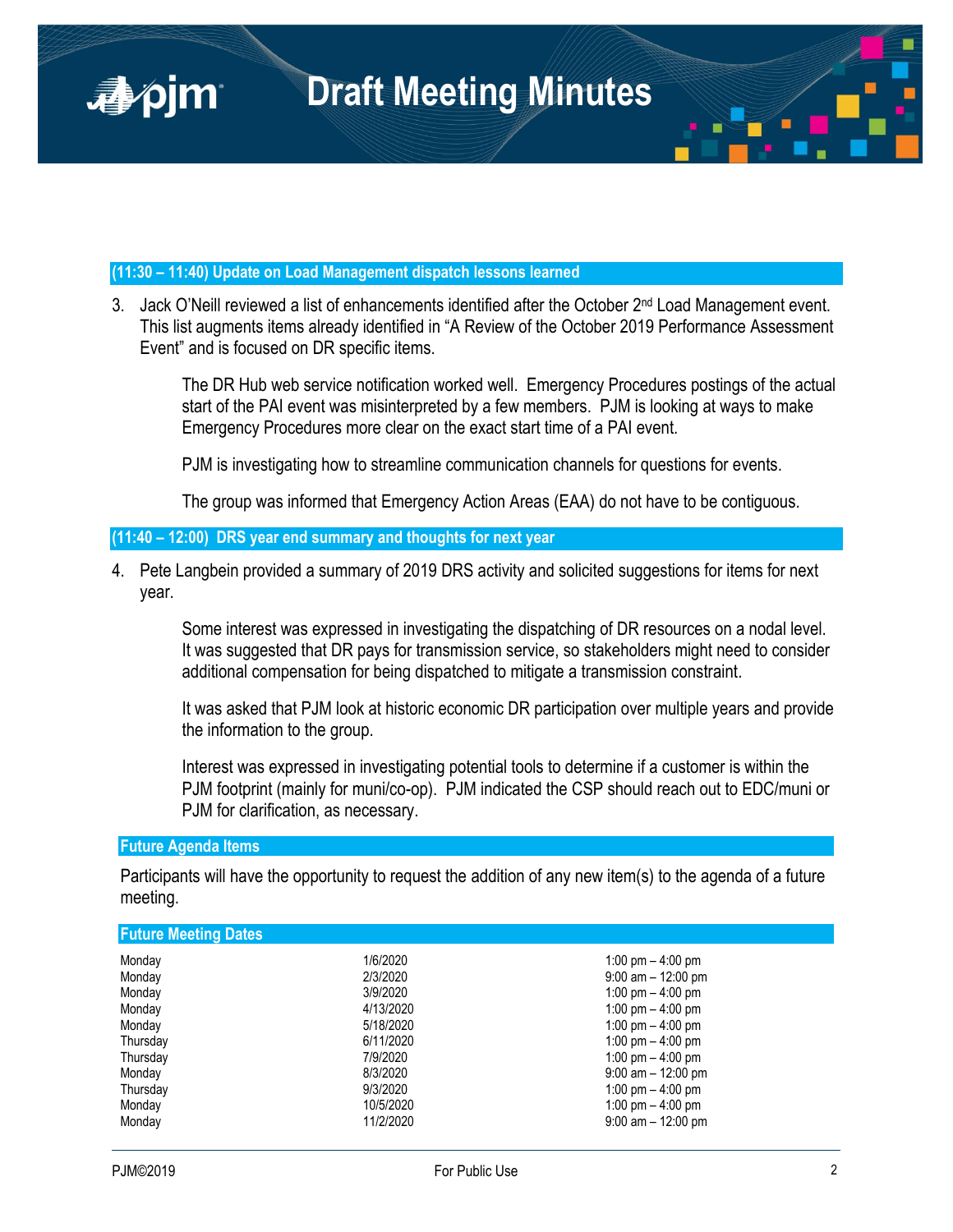## (11:30 – 11:40) Update on Load Management dispatch lessons learned

3. Jack O'Neill reviewed a list of enhancements identified after the October 2nd Load Management event. This list augments items already identified in "A Review of the October 2019 Performance Assessment Event" and is focused on DR specific items.

   The DR Hub web service notification worked well. Emergency Procedures postings of the actual start of the PAI event was misinterpreted by a few members. PJM is looking at ways to make Emergency Procedures more clear on the exact start time of a PAI event.

   PJM is investigating how to streamline communication channels for questions for events.

   The group was informed that Emergency Action Areas (EAA) do not have to be contiguous.

## (11:40 – 12:00) DRS year end summary and thoughts for next year

4. Pete Langbein provided a summary of 2019 DRS activity and solicited suggestions for items for next year.

   Some interest was expressed in investigating the dispatching of DR resources on a nodal level. It was suggested that DR pays for transmission service, so stakeholders might need to consider additional compensation for being dispatched to mitigate a transmission constraint.

   It was asked that PJM look at historic economic DR participation over multiple years and provide the information to the group.

   Interest was expressed in investigating potential tools to determine if a customer is within the PJM footprint (mainly for muni/co-op). PJM indicated the CSP should reach out to EDC/muni or PJM for clarification, as necessary.

## Future Agenda Items

Participants will have the opportunity to request the addition of any new item(s) to the agenda of a future meeting.

## Future Meeting Dates

| | | |
|---|---|---|
| Monday | 1/6/2020 | 1:00 pm – 4:00 pm |
| Monday | 2/3/2020 | 9:00 am – 12:00 pm |
| Monday | 3/9/2020 | 1:00 pm – 4:00 pm |
| Monday | 4/13/2020 | 1:00 pm – 4:00 pm |
| Monday | 5/18/2020 | 1:00 pm – 4:00 pm |
| Thursday | 6/11/2020 | 1:00 pm – 4:00 pm |
| Thursday | 7/9/2020 | 1:00 pm – 4:00 pm |
| Monday | 8/3/2020 | 9:00 am – 12:00 pm |
| Thursday | 9/3/2020 | 1:00 pm – 4:00 pm |
| Monday | 10/5/2020 | 1:00 pm – 4:00 pm |
| Monday | 11/2/2020 | 9:00 am – 12:00 pm |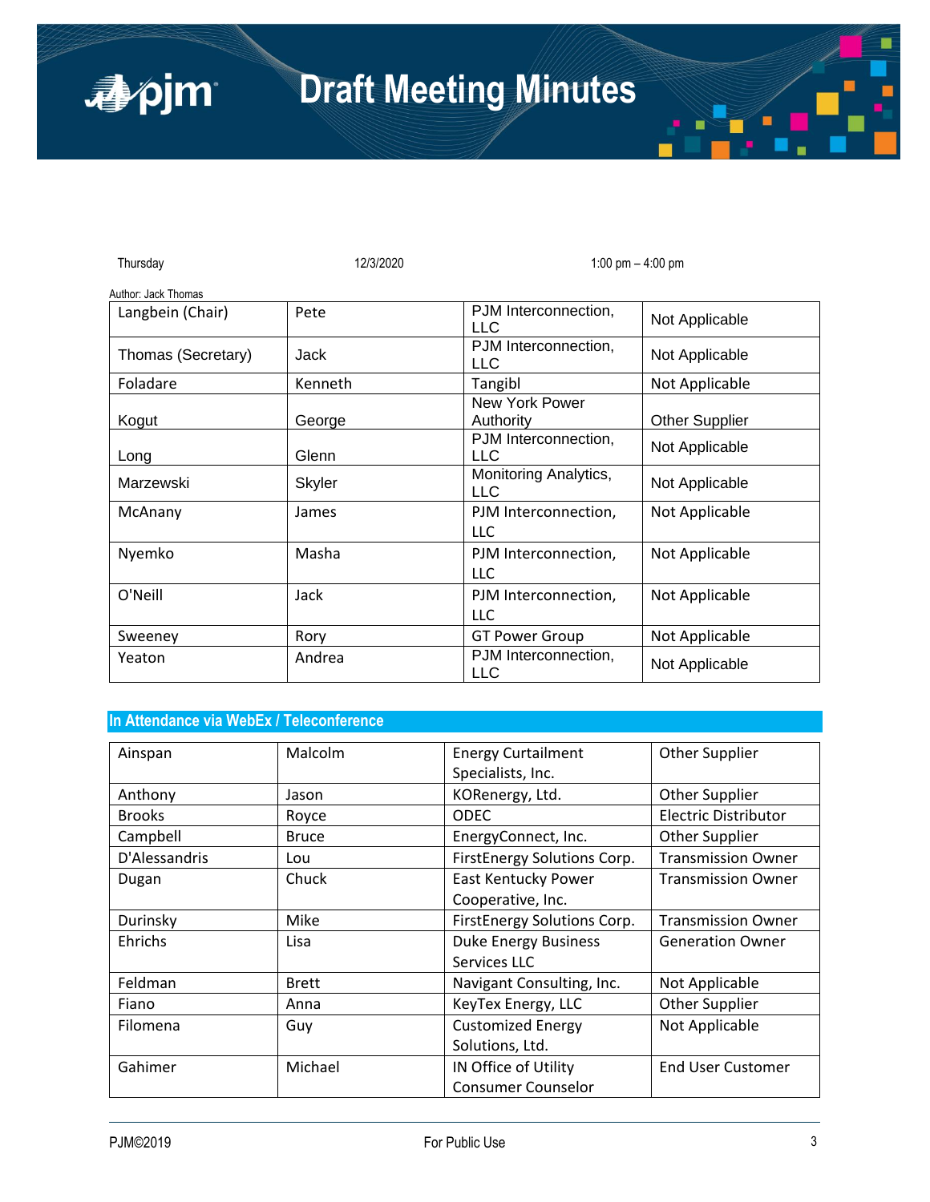# Draft Meeting Minutes

Thursday 12/3/2020 1:00 pm – 4:00 pm

Author: Jack Thomas

| | | | |
|---|---|---|---|
| Langbein (Chair) | Pete | PJM Interconnection, LLC | Not Applicable |
| Thomas (Secretary) | Jack | PJM Interconnection, LLC | Not Applicable |
| Foladare | Kenneth | Tangibl | Not Applicable |
| Kogut | George | New York Power Authority | Other Supplier |
| Long | Glenn | PJM Interconnection, LLC | Not Applicable |
| Marzewski | Skyler | Monitoring Analytics, LLC | Not Applicable |
| McAnany | James | PJM Interconnection, LLC | Not Applicable |
| Nyemko | Masha | PJM Interconnection, LLC | Not Applicable |
| O'Neill | Jack | PJM Interconnection, LLC | Not Applicable |
| Sweeney | Rory | GT Power Group | Not Applicable |
| Yeaton | Andrea | PJM Interconnection, LLC | Not Applicable |

## In Attendance via WebEx / Teleconference

| | | | |
|---|---|---|---|
| Ainspan | Malcolm | Energy Curtailment Specialists, Inc. | Other Supplier |
| Anthony | Jason | KORenergy, Ltd. | Other Supplier |
| Brooks | Royce | ODEC | Electric Distributor |
| Campbell | Bruce | EnergyConnect, Inc. | Other Supplier |
| D'Alessandris | Lou | FirstEnergy Solutions Corp. | Transmission Owner |
| Dugan | Chuck | East Kentucky Power Cooperative, Inc. | Transmission Owner |
| Durinsky | Mike | FirstEnergy Solutions Corp. | Transmission Owner |
| Ehrichs | Lisa | Duke Energy Business Services LLC | Generation Owner |
| Feldman | Brett | Navigant Consulting, Inc. | Not Applicable |
| Fiano | Anna | KeyTex Energy, LLC | Other Supplier |
| Filomena | Guy | Customized Energy Solutions, Ltd. | Not Applicable |
| Gahimer | Michael | IN Office of Utility Consumer Counselor | End User Customer |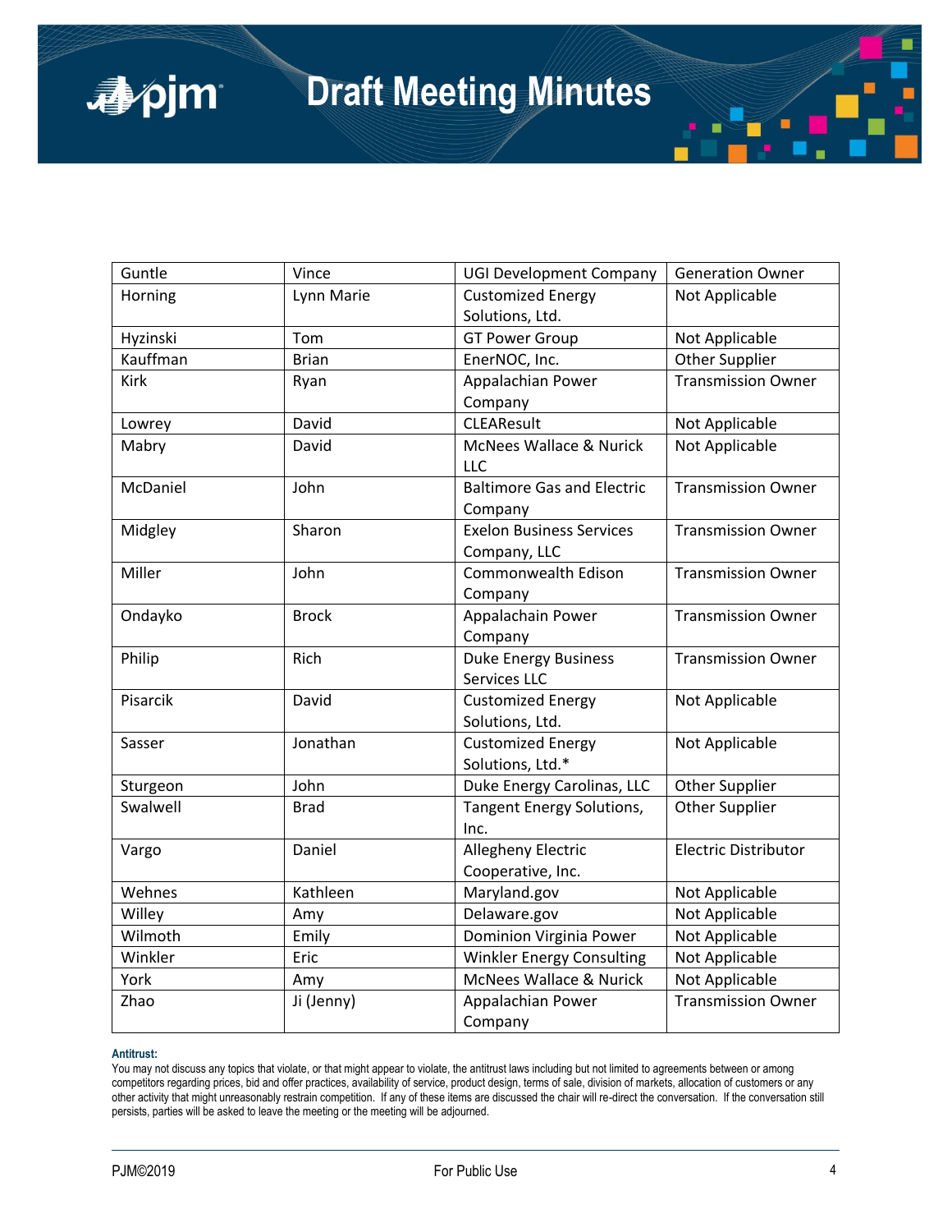| Guntle | Vince | UGI Development Company | Generation Owner |
|---|---|---|---|
| Horning | Lynn Marie | Customized Energy Solutions, Ltd. | Not Applicable |
| Hyzinski | Tom | GT Power Group | Not Applicable |
| Kauffman | Brian | EnerNOC, Inc. | Other Supplier |
| Kirk | Ryan | Appalachian Power Company | Transmission Owner |
| Lowrey | David | CLEAResult | Not Applicable |
| Mabry | David | McNees Wallace & Nurick LLC | Not Applicable |
| McDaniel | John | Baltimore Gas and Electric Company | Transmission Owner |
| Midgley | Sharon | Exelon Business Services Company, LLC | Transmission Owner |
| Miller | John | Commonwealth Edison Company | Transmission Owner |
| Ondayko | Brock | Appalachain Power Company | Transmission Owner |
| Philip | Rich | Duke Energy Business Services LLC | Transmission Owner |
| Pisarcik | David | Customized Energy Solutions, Ltd. | Not Applicable |
| Sasser | Jonathan | Customized Energy Solutions, Ltd.* | Not Applicable |
| Sturgeon | John | Duke Energy Carolinas, LLC | Other Supplier |
| Swalwell | Brad | Tangent Energy Solutions, Inc. | Other Supplier |
| Vargo | Daniel | Allegheny Electric Cooperative, Inc. | Electric Distributor |
| Wehnes | Kathleen | Maryland.gov | Not Applicable |
| Willey | Amy | Delaware.gov | Not Applicable |
| Wilmoth | Emily | Dominion Virginia Power | Not Applicable |
| Winkler | Eric | Winkler Energy Consulting | Not Applicable |
| York | Amy | McNees Wallace & Nurick | Not Applicable |
| Zhao | Ji (Jenny) | Appalachian Power Company | Transmission Owner |

**Antitrust:**

You may not discuss any topics that violate, or that might appear to violate, the antitrust laws including but not limited to agreements between or among competitors regarding prices, bid and offer practices, availability of service, product design, terms of sale, division of markets, allocation of customers or any other activity that might unreasonably restrain competition. If any of these items are discussed the chair will re-direct the conversation. If the conversation still persists, parties will be asked to leave the meeting or the meeting will be adjourned.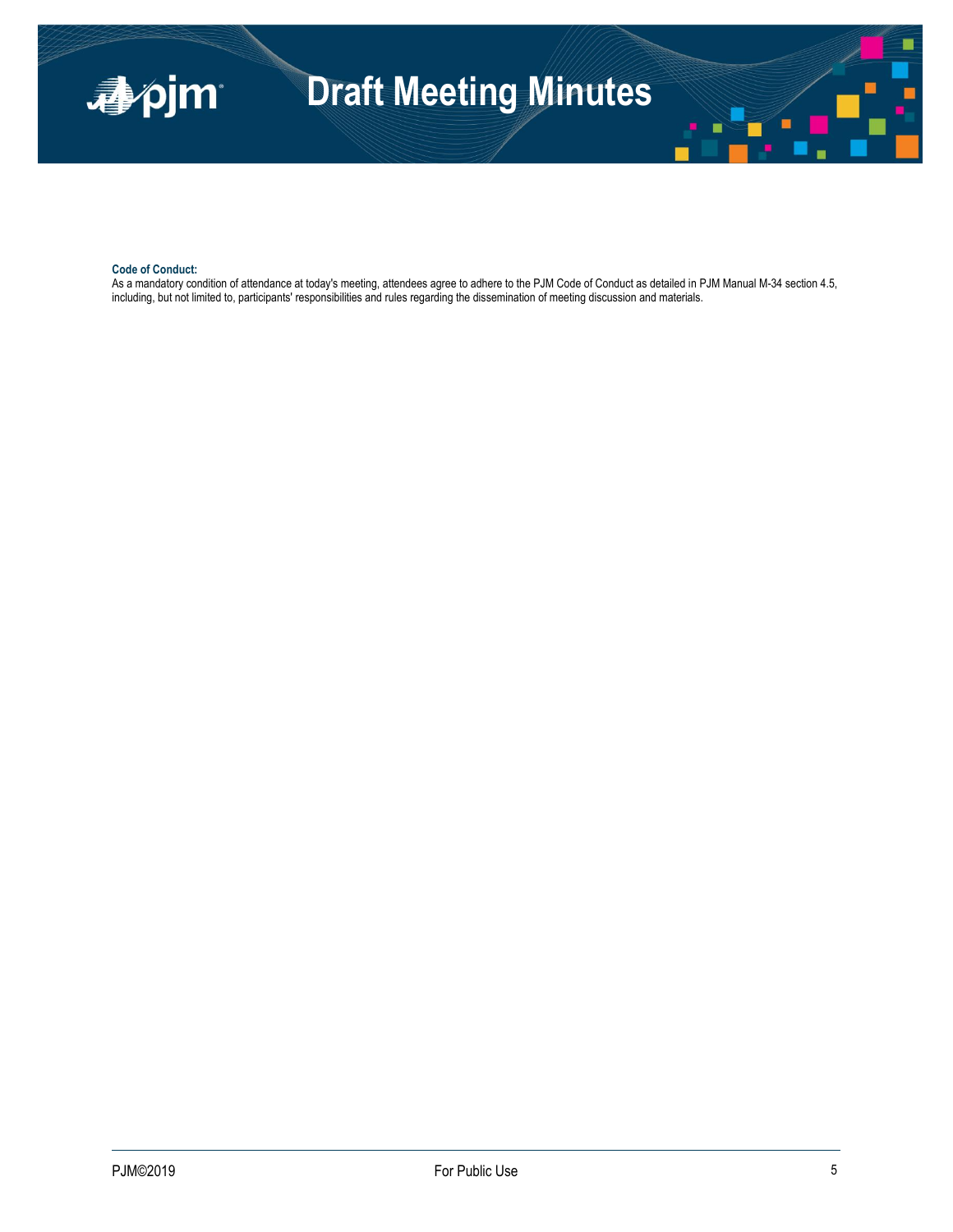**Code of Conduct:**

As a mandatory condition of attendance at today's meeting, attendees agree to adhere to the PJM Code of Conduct as detailed in PJM Manual M-34 section 4.5, including, but not limited to, participants' responsibilities and rules regarding the dissemination of meeting discussion and materials.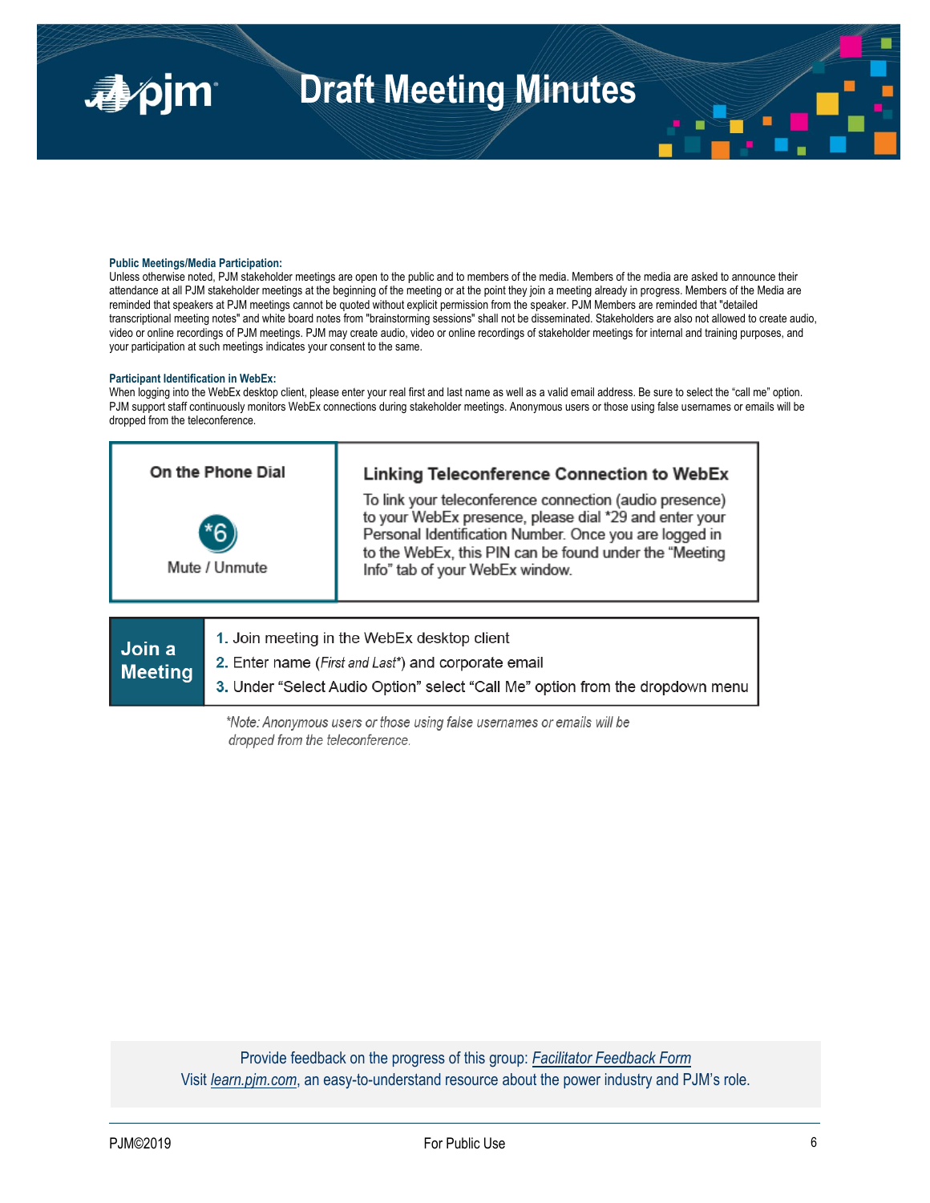**Public Meetings/Media Participation:**
Unless otherwise noted, PJM stakeholder meetings are open to the public and to members of the media. Members of the media are asked to announce their attendance at all PJM stakeholder meetings at the beginning of the meeting or at the point they join a meeting already in progress. Members of the Media are reminded that speakers at PJM meetings cannot be quoted without explicit permission from the speaker. PJM Members are reminded that "detailed transcriptional meeting notes" and white board notes from "brainstorming sessions" shall not be disseminated. Stakeholders are also not allowed to create audio, video or online recordings of PJM meetings. PJM may create audio, video or online recordings of stakeholder meetings for internal and training purposes, and your participation at such meetings indicates your consent to the same.

**Participant Identification in WebEx:**
When logging into the WebEx desktop client, please enter your real first and last name as well as a valid email address. Be sure to select the "call me" option. PJM support staff continuously monitors WebEx connections during stakeholder meetings. Anonymous users or those using false usernames or emails will be dropped from the teleconference.

| On the Phone Dial | Linking Teleconference Connection to WebEx |
|---|---|
| *6 Mute / Unmute | To link your teleconference connection (audio presence) to your WebEx presence, please dial *29 and enter your Personal Identification Number. Once you are logged in to the WebEx, this PIN can be found under the "Meeting Info" tab of your WebEx window. |

**Join a Meeting**

1. Join meeting in the WebEx desktop client
2. Enter name (*First and Last**) and corporate email
3. Under "Select Audio Option" select "Call Me" option from the dropdown menu

*\*Note: Anonymous users or those using false usernames or emails will be dropped from the teleconference.*

Provide feedback on the progress of this group: *Facilitator Feedback Form*
Visit *learn.pjm.com*, an easy-to-understand resource about the power industry and PJM's role.